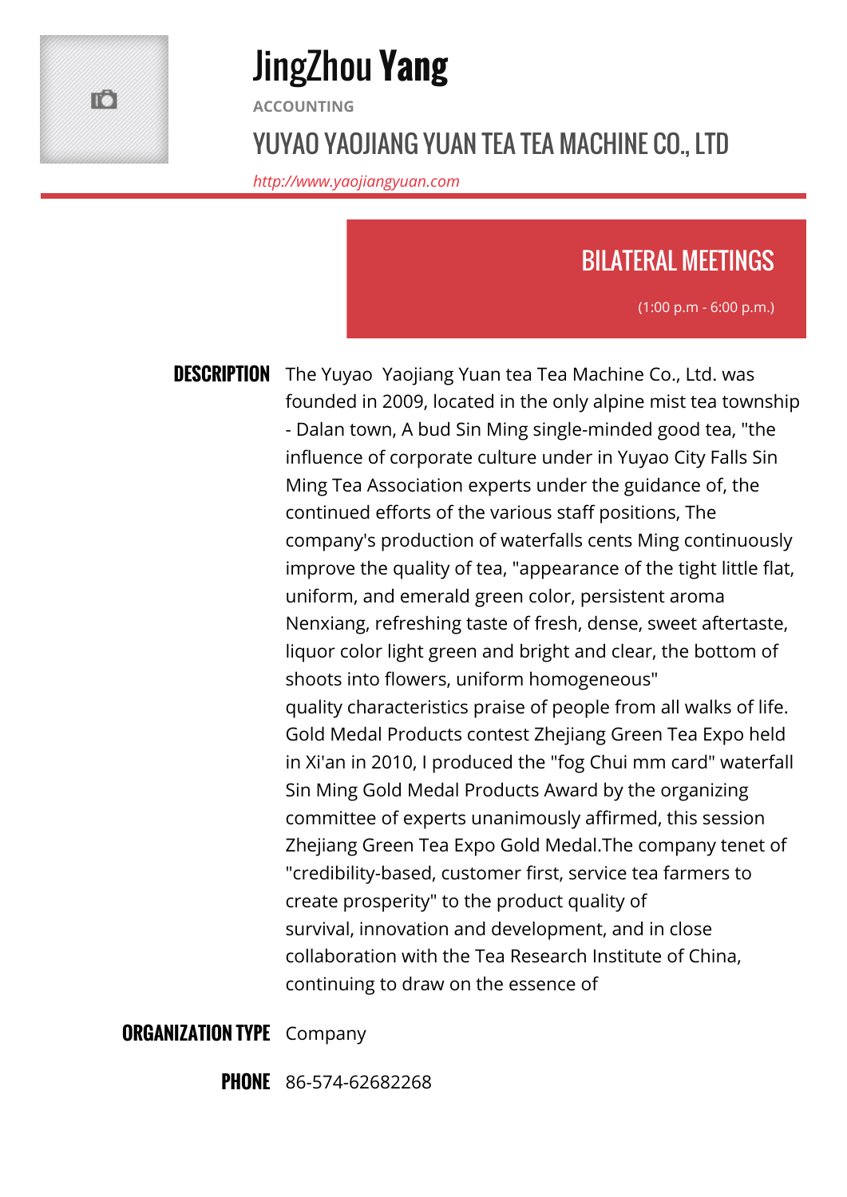# JingZhou **Yang**

ACCOUNTING

## YUYAO YAOJIANG YUAN TEA TEA MACHINE CO., LTD

*http://www.yaojiangyuan.com*

## BILATERAL MEETINGS

(1:00 p.m - 6:00 p.m.)

**DESCRIPTION** The Yuyao Yaojiang Yuan tea Tea Machine Co., Ltd. was founded in 2009, located in the only alpine mist tea township - Dalan town, A bud Sin Ming single-minded good tea, "the influence of corporate culture under in Yuyao City Falls Sin Ming Tea Association experts under the guidance of, the continued efforts of the various staff positions, The company's production of waterfalls cents Ming continuously improve the quality of tea, "appearance of the tight little flat, uniform, and emerald green color, persistent aroma Nenxiang, refreshing taste of fresh, dense, sweet aftertaste, liquor color light green and bright and clear, the bottom of shoots into flowers, uniform homogeneous" quality characteristics praise of people from all walks of life. Gold Medal Products contest Zhejiang Green Tea Expo held in Xi'an in 2010, I produced the "fog Chui mm card" waterfall Sin Ming Gold Medal Products Award by the organizing committee of experts unanimously affirmed, this session Zhejiang Green Tea Expo Gold Medal.The company tenet of "credibility-based, customer first, service tea farmers to create prosperity" to the product quality of survival, innovation and development, and in close collaboration with the Tea Research Institute of China, continuing to draw on the essence of

**ORGANIZATION TYPE** Company

**PHONE** 86-574-62682268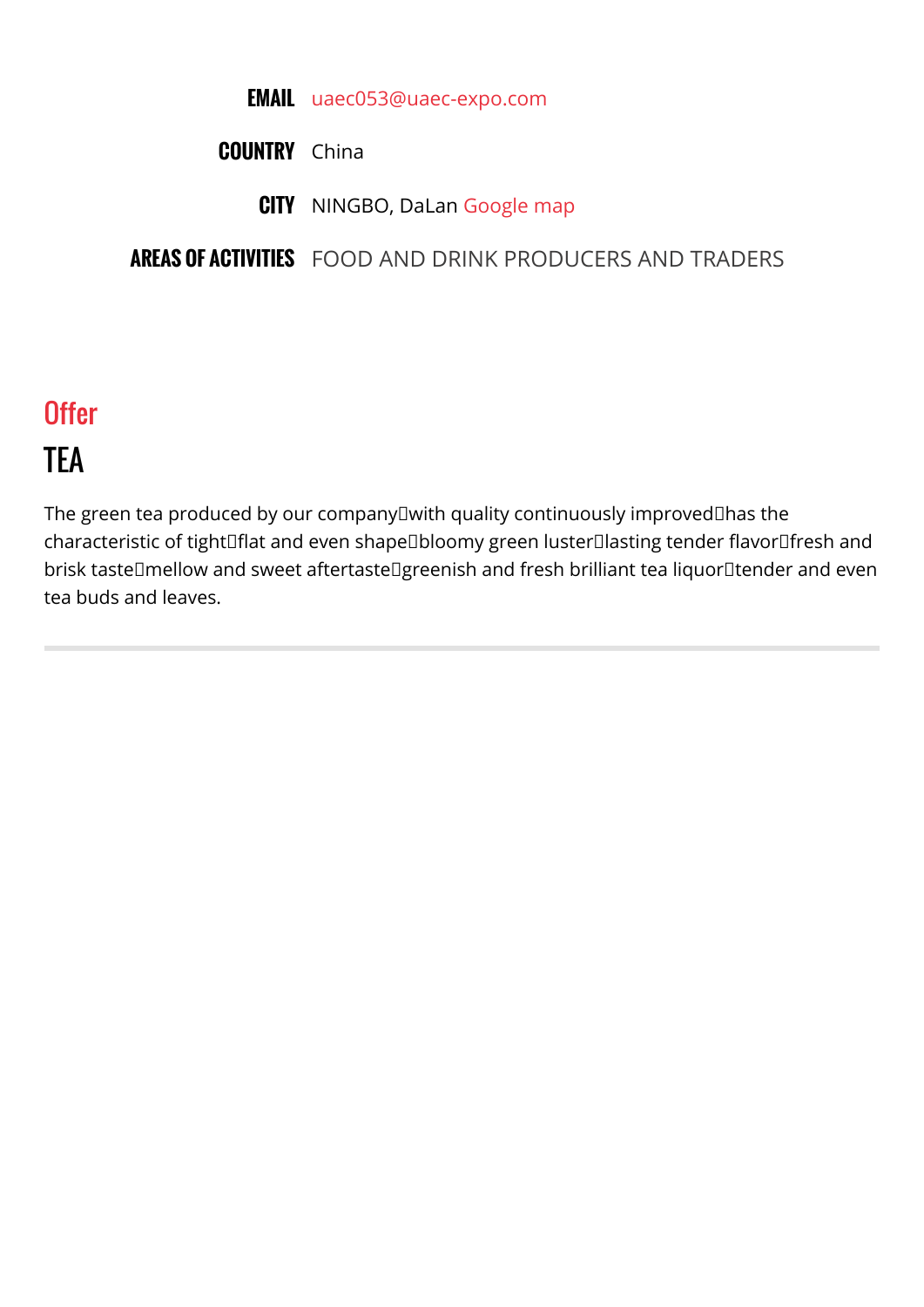**EMAIL** uaec053@uaec-expo.com

**COUNTRY** China

**CITY** NINGBO, DaLan Google map

**AREAS OF ACTIVITIES** FOOD AND DRINK PRODUCERS AND TRADERS

## Offer

# TEA

The green tea produced by our company，with quality continuously improved，has the characteristic of tight，flat and even shape，bloomy green luster，lasting tender flavor，fresh and brisk taste，mellow and sweet aftertaste，greenish and fresh brilliant tea liquor，tender and even tea buds and leaves.